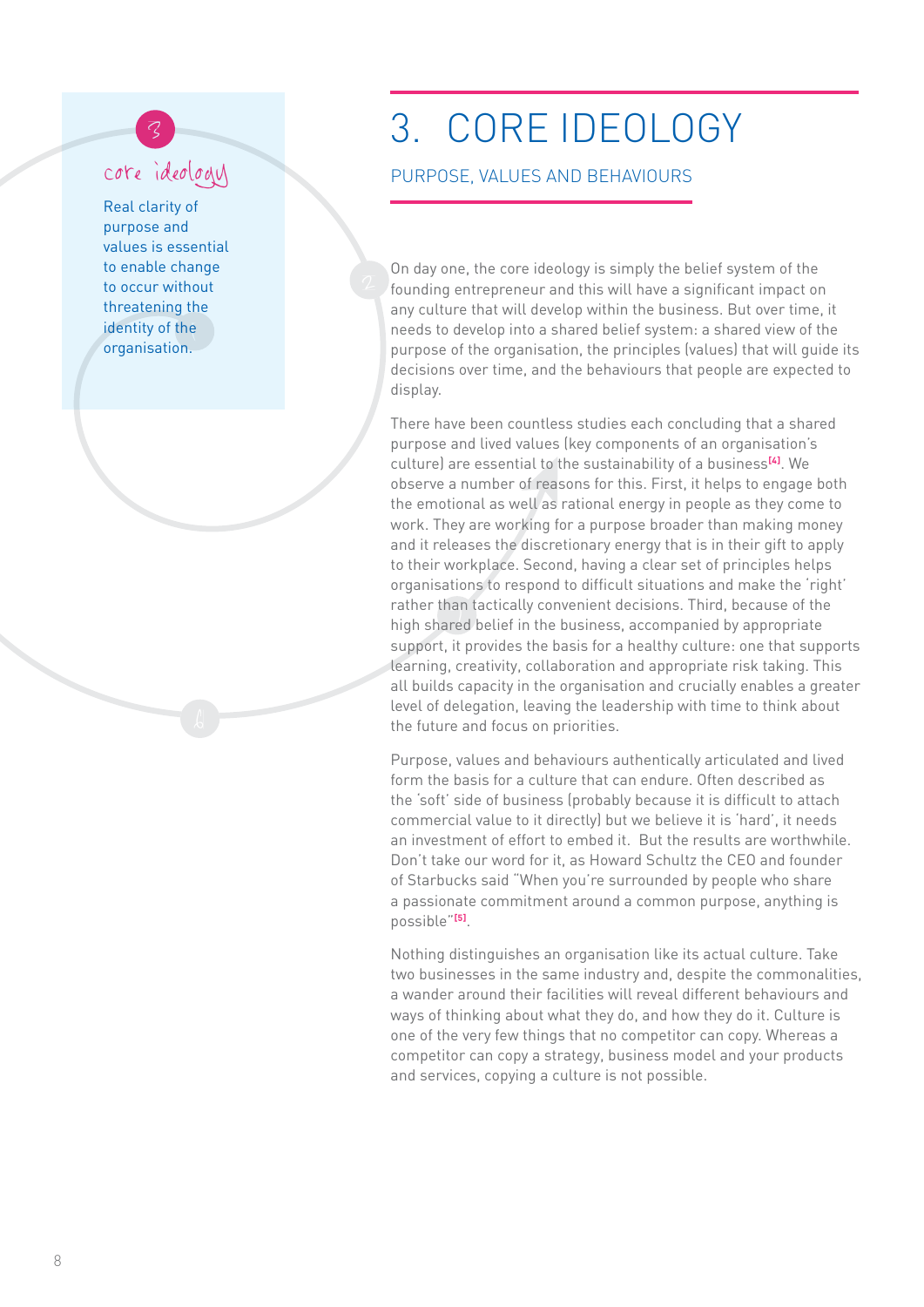# 3. CORE IDEOLOGY

## PURPOSE, VALUES AND BEHAVIOURS

core ideology

Real clarity of purpose and values is essential to enable change to occur without threatening the identity of the organisation.

On day one, the core ideology is simply the belief system of the founding entrepreneur and this will have a significant impact on any culture that will develop within the business. But over time, it needs to develop into a shared belief system: a shared view of the purpose of the organisation, the principles (values) that will guide its decisions over time, and the behaviours that people are expected to display.

There have been countless studies each concluding that a shared purpose and lived values (key components of an organisation's culture) are essential to the sustainability of a business[4]. We observe a number of reasons for this. First, it helps to engage both the emotional as well as rational energy in people as they come to work. They are working for a purpose broader than making money and it releases the discretionary energy that is in their gift to apply to their workplace. Second, having a clear set of principles helps organisations to respond to difficult situations and make the 'right' rather than tactically convenient decisions. Third, because of the high shared belief in the business, accompanied by appropriate support, it provides the basis for a healthy culture: one that supports learning, creativity, collaboration and appropriate risk taking. This all builds capacity in the organisation and crucially enables a greater level of delegation, leaving the leadership with time to think about the future and focus on priorities.

Purpose, values and behaviours authentically articulated and lived form the basis for a culture that can endure. Often described as the 'soft' side of business (probably because it is difficult to attach commercial value to it directly) but we believe it is 'hard', it needs an investment of effort to embed it. But the results are worthwhile. Don't take our word for it, as Howard Schultz the CEO and founder of Starbucks said "When you're surrounded by people who share a passionate commitment around a common purpose, anything is possible"[5].

Nothing distinguishes an organisation like its actual culture. Take two businesses in the same industry and, despite the commonalities, a wander around their facilities will reveal different behaviours and ways of thinking about what they do, and how they do it. Culture is one of the very few things that no competitor can copy. Whereas a competitor can copy a strategy, business model and your products and services, copying a culture is not possible.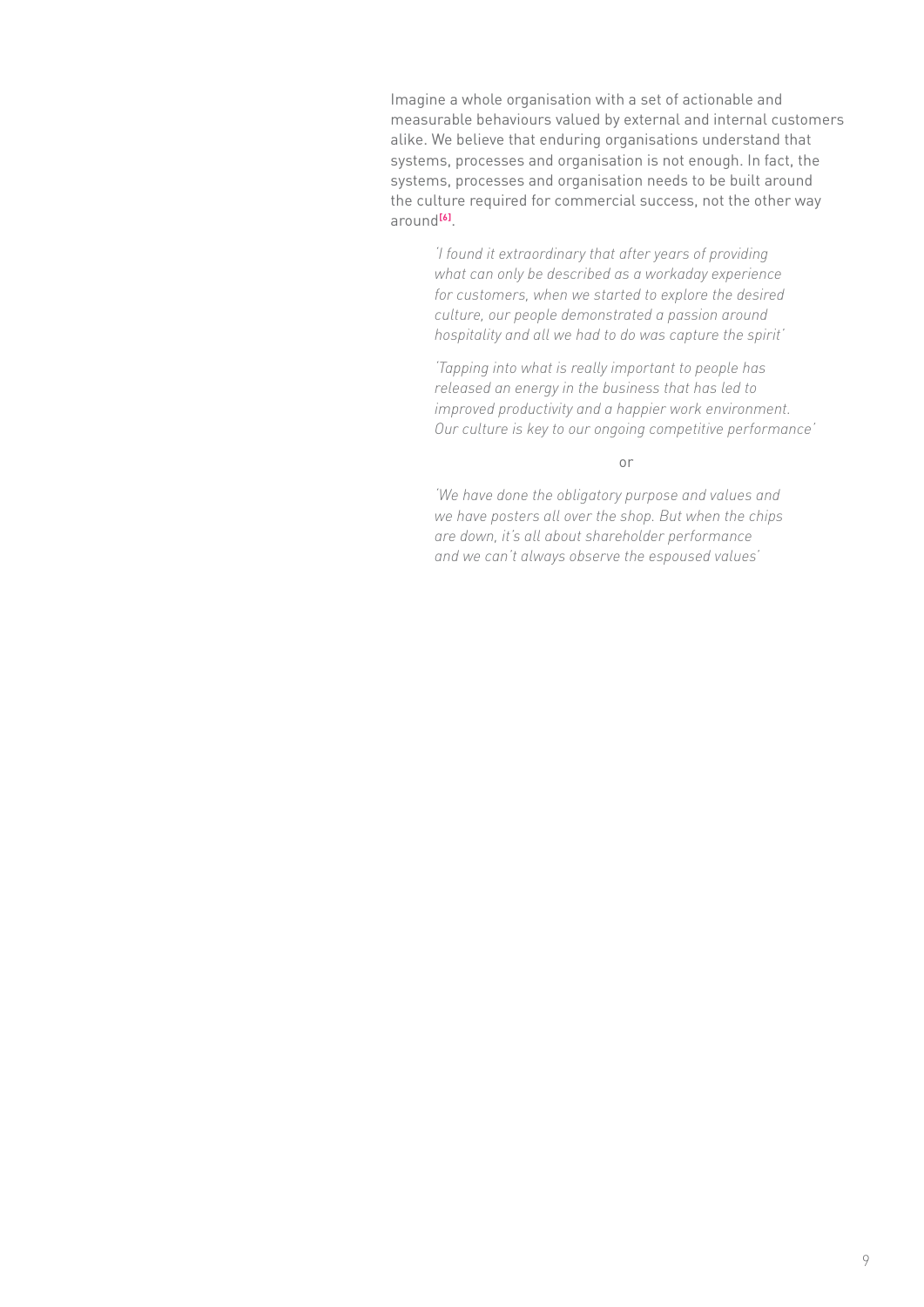Imagine a whole organisation with a set of actionable and measurable behaviours valued by external and internal customers alike. We believe that enduring organisations understand that systems, processes and organisation is not enough. In fact, the systems, processes and organisation needs to be built around the culture required for commercial success, not the other way around[6].

> *'I found it extraordinary that after years of providing what can only be described as a workaday experience for customers, when we started to explore the desired culture, our people demonstrated a passion around hospitality and all we had to do was capture the spirit'*
>
> *'Tapping into what is really important to people has released an energy in the business that has led to improved productivity and a happier work environment. Our culture is key to our ongoing competitive performance'*

or

> *'We have done the obligatory purpose and values and we have posters all over the shop. But when the chips are down, it's all about shareholder performance and we can't always observe the espoused values'*